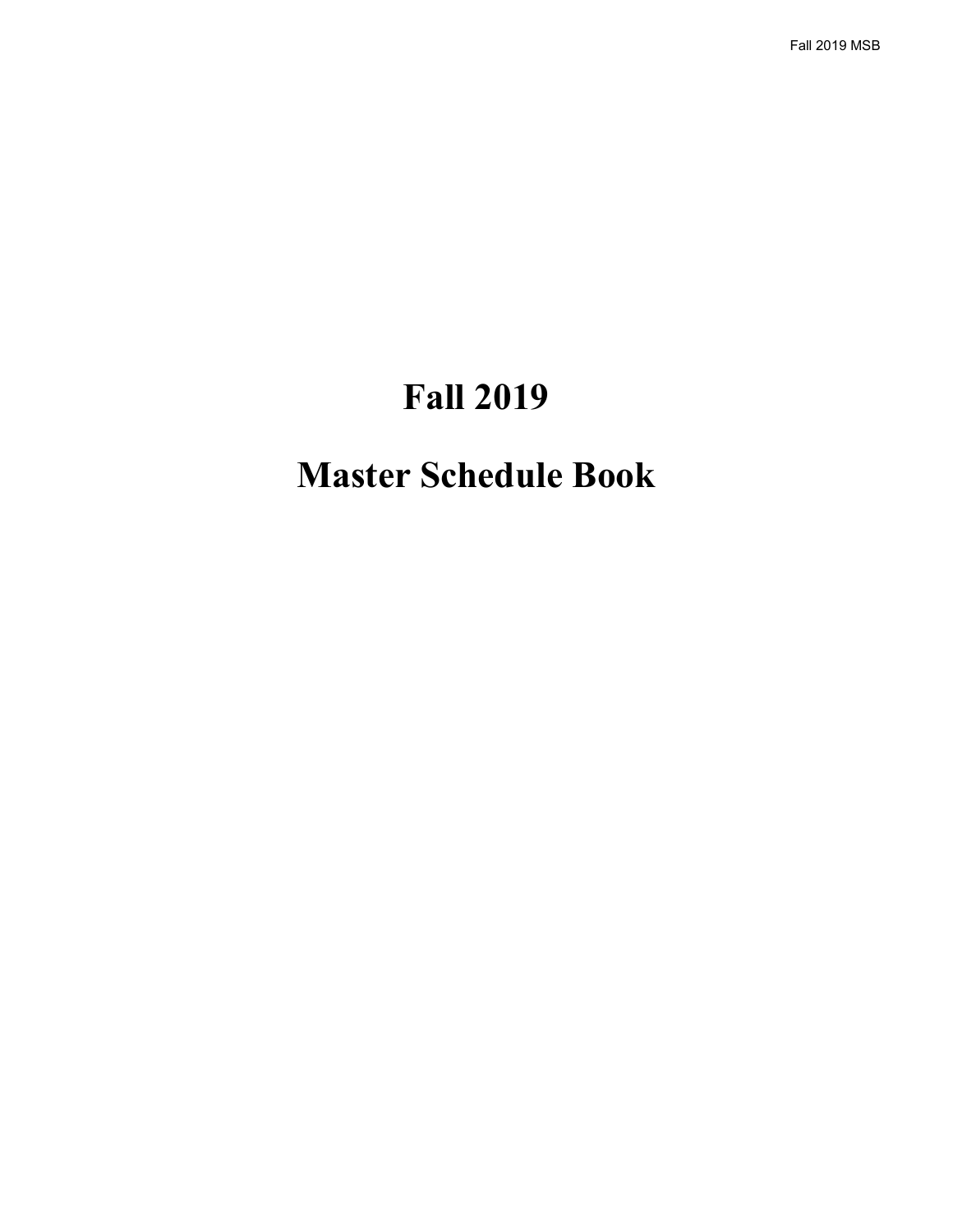# Fall 2019

# Master Schedule Book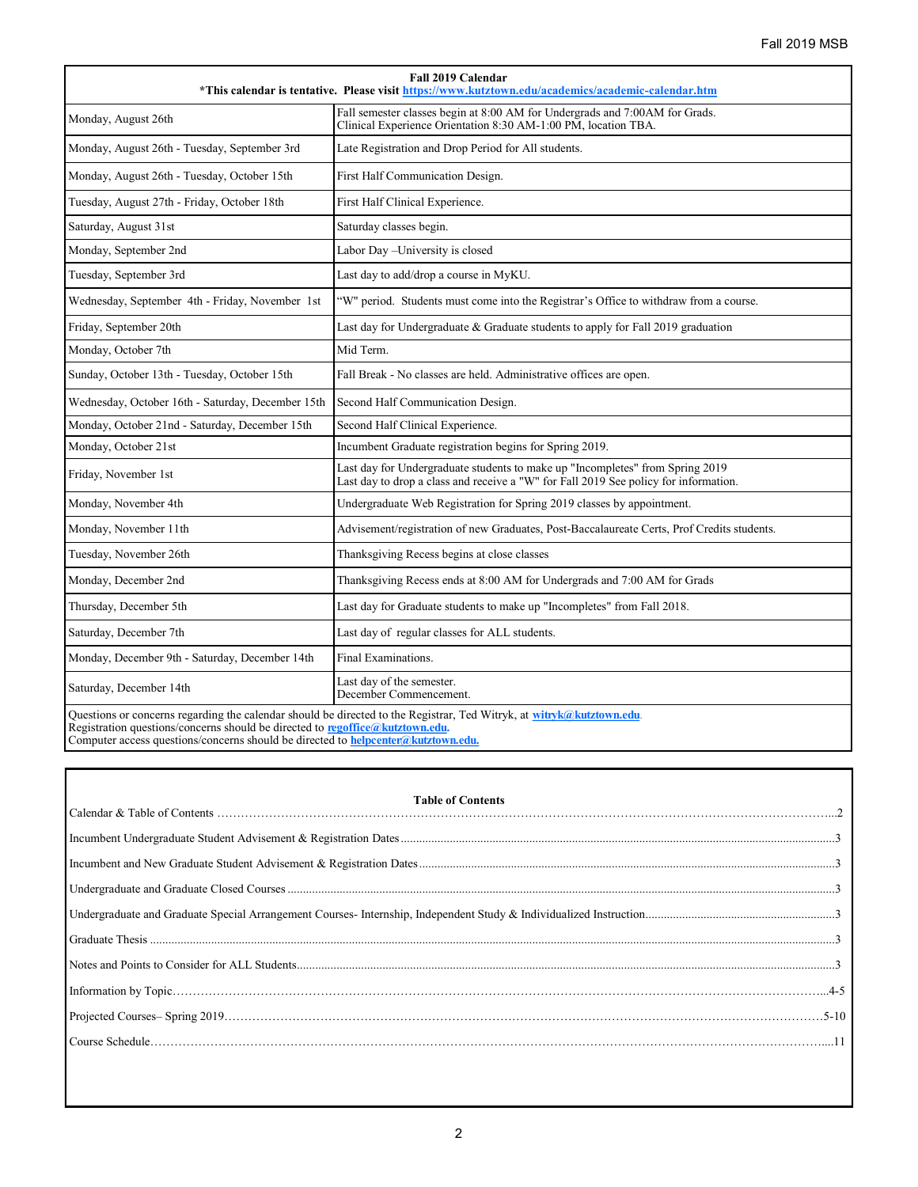## Fall 2019 Calendar

**\*This calendar is tentative. Please visit https://www.kutztown.edu/academics/academic-calendar.htm**

| Date | Event |
|---|---|
| Monday, August 26th | Fall semester classes begin at 8:00 AM for Undergrads and 7:00AM for Grads. Clinical Experience Orientation 8:30 AM-1:00 PM, location TBA. |
| Monday, August 26th - Tuesday, September 3rd | Late Registration and Drop Period for All students. |
| Monday, August 26th - Tuesday, October 15th | First Half Communication Design. |
| Tuesday, August 27th - Friday, October 18th | First Half Clinical Experience. |
| Saturday, August 31st | Saturday classes begin. |
| Monday, September 2nd | Labor Day –University is closed |
| Tuesday, September 3rd | Last day to add/drop a course in MyKU. |
| Wednesday, September 4th - Friday, November 1st | "W" period. Students must come into the Registrar's Office to withdraw from a course. |
| Friday, September 20th | Last day for Undergraduate & Graduate students to apply for Fall 2019 graduation |
| Monday, October 7th | Mid Term. |
| Sunday, October 13th - Tuesday, October 15th | Fall Break - No classes are held. Administrative offices are open. |
| Wednesday, October 16th - Saturday, December 15th | Second Half Communication Design. |
| Monday, October 21nd - Saturday, December 15th | Second Half Clinical Experience. |
| Monday, October 21st | Incumbent Graduate registration begins for Spring 2019. |
| Friday, November 1st | Last day for Undergraduate students to make up "Incompletes" from Spring 2019<br>Last day to drop a class and receive a "W" for Fall 2019 See policy for information. |
| Monday, November 4th | Undergraduate Web Registration for Spring 2019 classes by appointment. |
| Monday, November 11th | Advisement/registration of new Graduates, Post-Baccalaureate Certs, Prof Credits students. |
| Tuesday, November 26th | Thanksgiving Recess begins at close classes |
| Monday, December 2nd | Thanksgiving Recess ends at 8:00 AM for Undergrads and 7:00 AM for Grads |
| Thursday, December 5th | Last day for Graduate students to make up "Incompletes" from Fall 2018. |
| Saturday, December 7th | Last day of regular classes for ALL students. |
| Monday, December 9th - Saturday, December 14th | Final Examinations. |
| Saturday, December 14th | Last day of the semester.<br>December Commencement. |

Questions or concerns regarding the calendar should be directed to the Registrar, Ted Witryk, at witryk@kutztown.edu.
Registration questions/concerns should be directed to regoffice@kutztown.edu.
Computer access questions/concerns should be directed to helpcenter@kutztown.edu.

## Table of Contents

Calendar & Table of Contents ........................................ 2

Incumbent Undergraduate Student Advisement & Registration Dates ........................................ 3

Incumbent and New Graduate Student Advisement & Registration Dates ........................................ 3

Undergraduate and Graduate Closed Courses ........................................ 3

Undergraduate and Graduate Special Arrangement Courses- Internship, Independent Study & Individualized Instruction ........................................ 3

Graduate Thesis ........................................ 3

Notes and Points to Consider for ALL Students ........................................ 3

Information by Topic ........................................ 4-5

Projected Courses– Spring 2019 ........................................ 5-10

Course Schedule ........................................ 11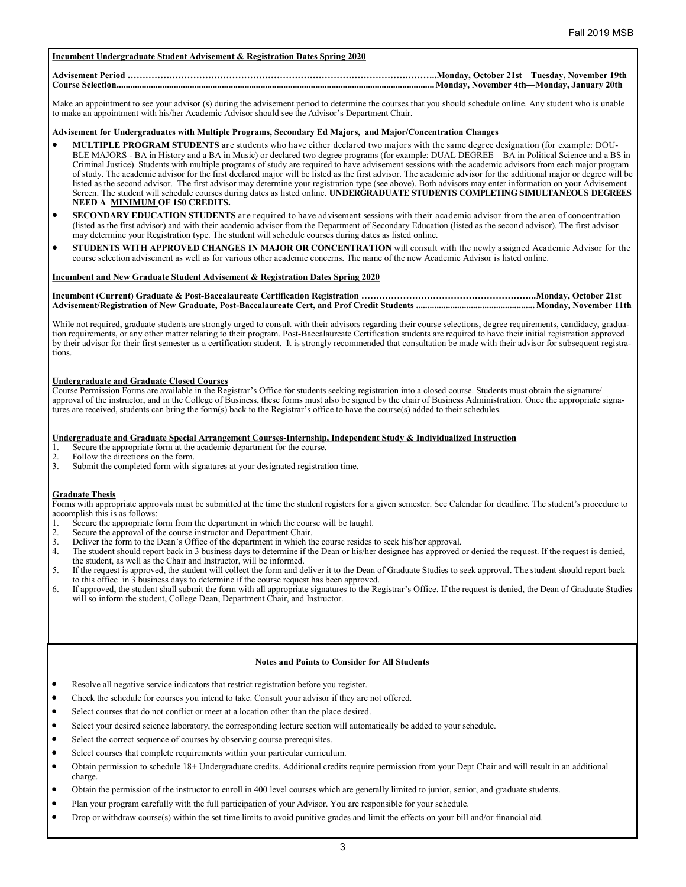## Incumbent Undergraduate Student Advisement & Registration Dates Spring 2020

**Advisement Period ……………………………………………………………………………………………..Monday, October 21st—Tuesday, November 19th**
**Course Selection........................................................................................................................................ Monday, November 4th—Monday, January 20th**

Make an appointment to see your advisor (s) during the advisement period to determine the courses that you should schedule online. Any student who is unable to make an appointment with his/her Academic Advisor should see the Advisor's Department Chair.

**Advisement for Undergraduates with Multiple Programs, Secondary Ed Majors, and Major/Concentration Changes**

- **MULTIPLE PROGRAM STUDENTS** are students who have either declared two majors with the same degree designation (for example: DOUBLE MAJORS - BA in History and a BA in Music) or declared two degree programs (for example: DUAL DEGREE – BA in Political Science and a BS in Criminal Justice). Students with multiple programs of study are required to have advisement sessions with the academic advisors from each major program of study. The academic advisor for the first declared major will be listed as the first advisor. The academic advisor for the additional major or degree will be listed as the second advisor. The first advisor may determine your registration type (see above). Both advisors may enter information on your Advisement Screen. The student will schedule courses during dates as listed online. **UNDERGRADUATE STUDENTS COMPLETING SIMULTANEOUS DEGREES NEED A MINIMUM OF 150 CREDITS.**
- **SECONDARY EDUCATION STUDENTS** are required to have advisement sessions with their academic advisor from the area of concentration (listed as the first advisor) and with their academic advisor from the Department of Secondary Education (listed as the second advisor). The first advisor may determine your Registration type. The student will schedule courses during dates as listed online.
- **STUDENTS WITH APPROVED CHANGES IN MAJOR OR CONCENTRATION** will consult with the newly assigned Academic Advisor for the course selection advisement as well as for various other academic concerns. The name of the new Academic Advisor is listed online.

## Incumbent and New Graduate Student Advisement & Registration Dates Spring 2020

**Incumbent (Current) Graduate & Post-Baccalaureate Certification Registration …………………………………………………..Monday, October 21st**
**Advisement/Registration of New Graduate, Post-Baccalaureate Cert, and Prof Credit Students .................................................. Monday, November 11th**

While not required, graduate students are strongly urged to consult with their advisors regarding their course selections, degree requirements, candidacy, graduation requirements, or any other matter relating to their program. Post-Baccalaureate Certification students are required to have their initial registration approved by their advisor for their first semester as a certification student. It is strongly recommended that consultation be made with their advisor for subsequent registrations.

## Undergraduate and Graduate Closed Courses

Course Permission Forms are available in the Registrar's Office for students seeking registration into a closed course. Students must obtain the signature/approval of the instructor, and in the College of Business, these forms must also be signed by the chair of Business Administration. Once the appropriate signatures are received, students can bring the form(s) back to the Registrar's office to have the course(s) added to their schedules.

## Undergraduate and Graduate Special Arrangement Courses-Internship, Independent Study & Individualized Instruction

1. Secure the appropriate form at the academic department for the course.
2. Follow the directions on the form.
3. Submit the completed form with signatures at your designated registration time.

## Graduate Thesis

Forms with appropriate approvals must be submitted at the time the student registers for a given semester. See Calendar for deadline. The student's procedure to accomplish this is as follows:

1. Secure the appropriate form from the department in which the course will be taught.
2. Secure the approval of the course instructor and Department Chair.
3. Deliver the form to the Dean's Office of the department in which the course resides to seek his/her approval.
4. The student should report back in 3 business days to determine if the Dean or his/her designee has approved or denied the request. If the request is denied, the student, as well as the Chair and Instructor, will be informed.
5. If the request is approved, the student will collect the form and deliver it to the Dean of Graduate Studies to seek approval. The student should report back to this office in 3 business days to determine if the course request has been approved.
6. If approved, the student shall submit the form with all appropriate signatures to the Registrar's Office. If the request is denied, the Dean of Graduate Studies will so inform the student, College Dean, Department Chair, and Instructor.

### Notes and Points to Consider for All Students

- Resolve all negative service indicators that restrict registration before you register.
- Check the schedule for courses you intend to take. Consult your advisor if they are not offered.
- Select courses that do not conflict or meet at a location other than the place desired.
- Select your desired science laboratory, the corresponding lecture section will automatically be added to your schedule.
- Select the correct sequence of courses by observing course prerequisites.
- Select courses that complete requirements within your particular curriculum.
- Obtain permission to schedule 18+ Undergraduate credits. Additional credits require permission from your Dept Chair and will result in an additional charge.
- Obtain the permission of the instructor to enroll in 400 level courses which are generally limited to junior, senior, and graduate students.
- Plan your program carefully with the full participation of your Advisor. You are responsible for your schedule.
- Drop or withdraw course(s) within the set time limits to avoid punitive grades and limit the effects on your bill and/or financial aid.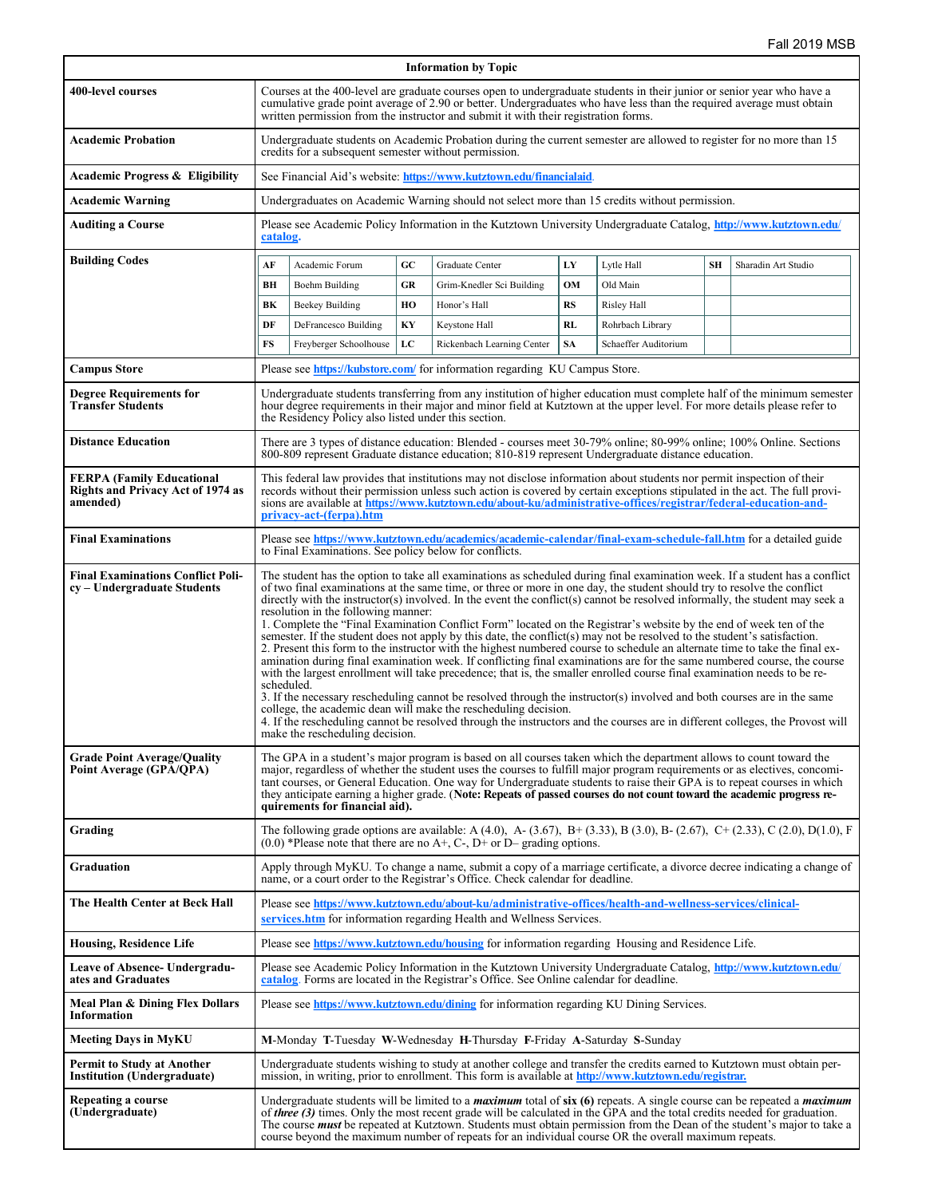| Information by Topic | |
|---|---|
| **400-level courses** | Courses at the 400-level are graduate courses open to undergraduate students in their junior or senior year who have a cumulative grade point average of 2.90 or better. Undergraduates who have less than the required average must obtain written permission from the instructor and submit it with their registration forms. |
| **Academic Probation** | Undergraduate students on Academic Probation during the current semester are allowed to register for no more than 15 credits for a subsequent semester without permission. |
| **Academic Progress & Eligibility** | See Financial Aid's website: https://www.kutztown.edu/financialaid. |
| **Academic Warning** | Undergraduates on Academic Warning should not select more than 15 credits without permission. |
| **Auditing a Course** | Please see Academic Policy Information in the Kutztown University Undergraduate Catalog, http://www.kutztown.edu/catalog. |
| **Building Codes** | **AF** Academic Forum; **BH** Boehm Building; **BK** Beekey Building; **DF** DeFrancesco Building; **FS** Freyberger Schoolhouse; **GC** Graduate Center; **GR** Grim-Knedler Sci Building; **HO** Honor's Hall; **KY** Keystone Hall; **LC** Rickenbach Learning Center; **LY** Lytle Hall; **OM** Old Main; **RS** Risley Hall; **RL** Rohrbach Library; **SA** Schaeffer Auditorium; **SH** Sharadin Art Studio |
| **Campus Store** | Please see https://kubstore.com/ for information regarding KU Campus Store. |
| **Degree Requirements for Transfer Students** | Undergraduate students transferring from any institution of higher education must complete half of the minimum semester hour degree requirements in their major and minor field at Kutztown at the upper level. For more details please refer to the Residency Policy also listed under this section. |
| **Distance Education** | There are 3 types of distance education: Blended - courses meet 30-79% online; 80-99% online; 100% Online. Sections 800-809 represent Graduate distance education; 810-819 represent Undergraduate distance education. |
| **FERPA (Family Educational Rights and Privacy Act of 1974 as amended)** | This federal law provides that institutions may not disclose information about students nor permit inspection of their records without their permission unless such action is covered by certain exceptions stipulated in the act. The full provisions are available at https://www.kutztown.edu/about-ku/administrative-offices/registrar/federal-education-and-privacy-act-(ferpa).htm |
| **Final Examinations** | Please see https://www.kutztown.edu/academics/academic-calendar/final-exam-schedule-fall.htm for a detailed guide to Final Examinations. See policy below for conflicts. |
| **Final Examinations Conflict Policy – Undergraduate Students** | The student has the option to take all examinations as scheduled during final examination week. If a student has a conflict of two final examinations at the same time, or three or more in one day, the student should try to resolve the conflict directly with the instructor(s) involved. In the event the conflict(s) cannot be resolved informally, the student may seek a resolution in the following manner:<br>1. Complete the "Final Examination Conflict Form" located on the Registrar's website by the end of week ten of the semester. If the student does not apply by this date, the conflict(s) may not be resolved to the student's satisfaction.<br>2. Present this form to the instructor with the highest numbered course to schedule an alternate time to take the final examination during final examination week. If conflicting final examinations are for the same numbered course, the course with the largest enrollment will take precedence; that is, the smaller enrolled course final examination needs to be rescheduled.<br>3. If the necessary rescheduling cannot be resolved through the instructor(s) involved and both courses are in the same college, the academic dean will make the rescheduling decision.<br>4. If the rescheduling cannot be resolved through the instructors and the courses are in different colleges, the Provost will make the rescheduling decision. |
| **Grade Point Average/Quality Point Average (GPA/QPA)** | The GPA in a student's major program is based on all courses taken which the department allows to count toward the major, regardless of whether the student uses the courses to fulfill major program requirements or as electives, concomitant courses, or General Education. One way for Undergraduate students to raise their GPA is to repeat courses in which they anticipate earning a higher grade. (**Note: Repeats of passed courses do not count toward the academic progress requirements for financial aid).** |
| **Grading** | The following grade options are available: A (4.0), A- (3.67), B+ (3.33), B (3.0), B- (2.67), C+ (2.33), C (2.0), D(1.0), F (0.0) *Please note that there are no A+, C-, D+ or D– grading options. |
| **Graduation** | Apply through MyKU. To change a name, submit a copy of a marriage certificate, a divorce decree indicating a change of name, or a court order to the Registrar's Office. Check calendar for deadline. |
| **The Health Center at Beck Hall** | Please see https://www.kutztown.edu/about-ku/administrative-offices/health-and-wellness-services/clinical-services.htm for information regarding Health and Wellness Services. |
| **Housing, Residence Life** | Please see https://www.kutztown.edu/housing for information regarding Housing and Residence Life. |
| **Leave of Absence- Undergraduates and Graduates** | Please see Academic Policy Information in the Kutztown University Undergraduate Catalog, http://www.kutztown.edu/catalog. Forms are located in the Registrar's Office. See Online calendar for deadline. |
| **Meal Plan & Dining Flex Dollars Information** | Please see https://www.kutztown.edu/dining for information regarding KU Dining Services. |
| **Meeting Days in MyKU** | **M**-Monday **T**-Tuesday **W**-Wednesday **H**-Thursday **F**-Friday **A**-Saturday **S**-Sunday |
| **Permit to Study at Another Institution (Undergraduate)** | Undergraduate students wishing to study at another college and transfer the credits earned to Kutztown must obtain permission, in writing, prior to enrollment. This form is available at http://www.kutztown.edu/registrar. |
| **Repeating a course (Undergraduate)** | Undergraduate students will be limited to a ***maximum*** total of **six (6)** repeats. A single course can be repeated a ***maximum*** of ***three (3)*** times. Only the most recent grade will be calculated in the GPA and the total credits needed for graduation. The course ***must*** be repeated at Kutztown. Students must obtain permission from the Dean of the student's major to take a course beyond the maximum number of repeats for an individual course OR the overall maximum repeats. |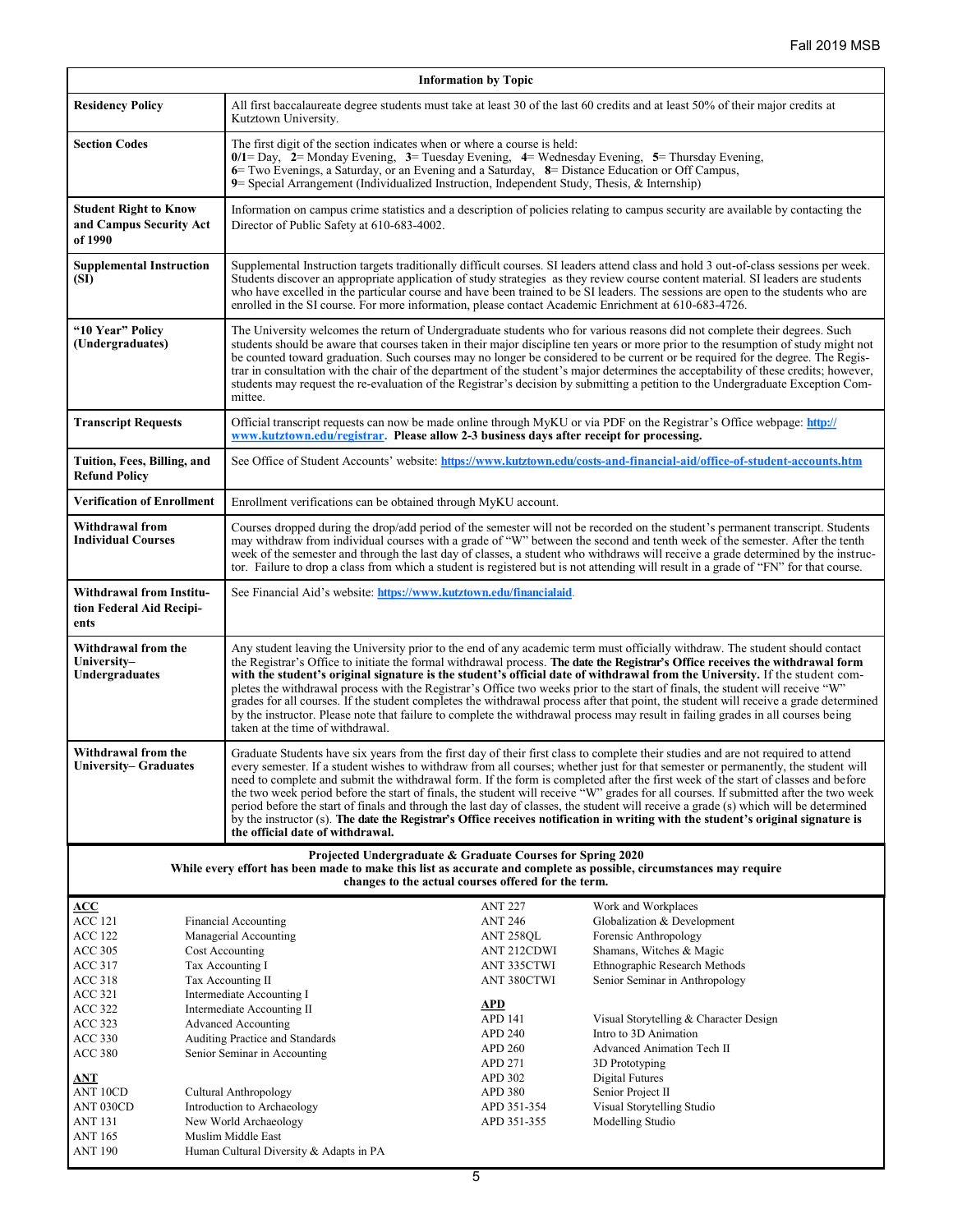| Information by Topic | |
|---|---|
| **Residency Policy** | All first baccalaureate degree students must take at least 30 of the last 60 credits and at least 50% of their major credits at Kutztown University. |
| **Section Codes** | The first digit of the section indicates when or where a course is held: **0/1**= Day, **2**= Monday Evening, **3**= Tuesday Evening, **4**= Wednesday Evening, **5**= Thursday Evening, **6**= Two Evenings, a Saturday, or an Evening and a Saturday, **8**= Distance Education or Off Campus, **9**= Special Arrangement (Individualized Instruction, Independent Study, Thesis, & Internship) |
| **Student Right to Know and Campus Security Act of 1990** | Information on campus crime statistics and a description of policies relating to campus security are available by contacting the Director of Public Safety at 610-683-4002. |
| **Supplemental Instruction (SI)** | Supplemental Instruction targets traditionally difficult courses. SI leaders attend class and hold 3 out-of-class sessions per week. Students discover an appropriate application of study strategies as they review course content material. SI leaders are students who have excelled in the particular course and have been trained to be SI leaders. The sessions are open to the students who are enrolled in the SI course. For more information, please contact Academic Enrichment at 610-683-4726. |
| **"10 Year" Policy (Undergraduates)** | The University welcomes the return of Undergraduate students who for various reasons did not complete their degrees. Such students should be aware that courses taken in their major discipline ten years or more prior to the resumption of study might not be counted toward graduation. Such courses may no longer be considered to be current or be required for the degree. The Registrar in consultation with the chair of the department of the student's major determines the acceptability of these credits; however, students may request the re-evaluation of the Registrar's decision by submitting a petition to the Undergraduate Exception Committee. |
| **Transcript Requests** | Official transcript requests can now be made online through MyKU or via PDF on the Registrar's Office webpage: **http://www.kutztown.edu/registrar**. **Please allow 2-3 business days after receipt for processing.** |
| **Tuition, Fees, Billing, and Refund Policy** | See Office of Student Accounts' website: **https://www.kutztown.edu/costs-and-financial-aid/office-of-student-accounts.htm** |
| **Verification of Enrollment** | Enrollment verifications can be obtained through MyKU account. |
| **Withdrawal from Individual Courses** | Courses dropped during the drop/add period of the semester will not be recorded on the student's permanent transcript. Students may withdraw from individual courses with a grade of "W" between the second and tenth week of the semester. After the tenth week of the semester and through the last day of classes, a student who withdraws will receive a grade determined by the instructor. Failure to drop a class from which a student is registered but is not attending will result in a grade of "FN" for that course. |
| **Withdrawal from Institution Federal Aid Recipients** | See Financial Aid's website: **https://www.kutztown.edu/financialaid**. |
| **Withdrawal from the University– Undergraduates** | Any student leaving the University prior to the end of any academic term must officially withdraw. The student should contact the Registrar's Office to initiate the formal withdrawal process. **The date the Registrar's Office receives the withdrawal form with the student's original signature is the student's official date of withdrawal from the University.** If the student completes the withdrawal process with the Registrar's Office two weeks prior to the start of finals, the student will receive "W" grades for all courses. If the student completes the withdrawal process after that point, the student will receive a grade determined by the instructor. Please note that failure to complete the withdrawal process may result in failing grades in all courses being taken at the time of withdrawal. |
| **Withdrawal from the University– Graduates** | Graduate Students have six years from the first day of their first class to complete their studies and are not required to attend every semester. If a student wishes to withdraw from all courses; whether just for that semester or permanently, the student will need to complete and submit the withdrawal form. If the form is completed after the first week of the start of classes and before the two week period before the start of finals, the student will receive "W" grades for all courses. If submitted after the two week period before the start of finals and through the last day of classes, the student will receive a grade (s) which will be determined by the instructor (s). **The date the Registrar's Office receives notification in writing with the student's original signature is the official date of withdrawal.** |

**Projected Undergraduate & Graduate Courses for Spring 2020**
**While every effort has been made to make this list as accurate and complete as possible, circumstances may require changes to the actual courses offered for the term.**

**ACC**

| | |
|---|---|
| ACC 121 | Financial Accounting |
| ACC 122 | Managerial Accounting |
| ACC 305 | Cost Accounting |
| ACC 317 | Tax Accounting I |
| ACC 318 | Tax Accounting II |
| ACC 321 | Intermediate Accounting I |
| ACC 322 | Intermediate Accounting II |
| ACC 323 | Advanced Accounting |
| ACC 330 | Auditing Practice and Standards |
| ACC 380 | Senior Seminar in Accounting |

**ANT**

| | |
|---|---|
| ANT 10CD | Cultural Anthropology |
| ANT 030CD | Introduction to Archaeology |
| ANT 131 | New World Archaeology |
| ANT 165 | Muslim Middle East |
| ANT 190 | Human Cultural Diversity & Adapts in PA |
| ANT 227 | Work and Workplaces |
| ANT 246 | Globalization & Development |
| ANT 258QL | Forensic Anthropology |
| ANT 212CDWI | Shamans, Witches & Magic |
| ANT 335CTWI | Ethnographic Research Methods |
| ANT 380CTWI | Senior Seminar in Anthropology |

**APD**

| | |
|---|---|
| APD 141 | Visual Storytelling & Character Design |
| APD 240 | Intro to 3D Animation |
| APD 260 | Advanced Animation Tech II |
| APD 271 | 3D Prototyping |
| APD 302 | Digital Futures |
| APD 380 | Senior Project II |
| APD 351-354 | Visual Storytelling Studio |
| APD 351-355 | Modelling Studio |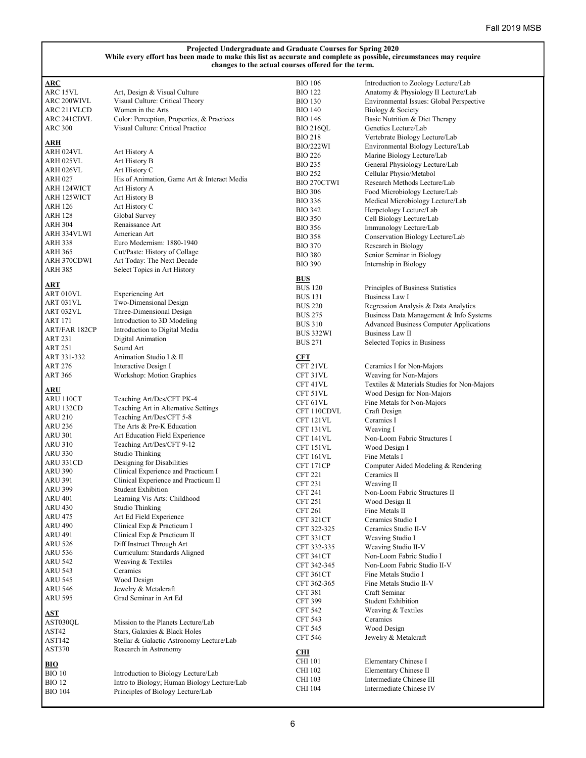**Projected Undergraduate and Graduate Courses for Spring 2020**
**While every effort has been made to make this list as accurate and complete as possible, circumstances may require changes to the actual courses offered for the term.**

**ARC**

| | |
|---|---|
| ARC 15VL | Art, Design & Visual Culture |
| ARC 200WIVL | Visual Culture: Critical Theory |
| ARC 211VLCD | Women in the Arts |
| ARC 241CDVL | Color: Perception, Properties, & Practices |
| ARC 300 | Visual Culture: Critical Practice |

**ARH**

| | |
|---|---|
| ARH 024VL | Art History A |
| ARH 025VL | Art History B |
| ARH 026VL | Art History C |
| ARH 027 | His of Animation, Game Art & Interact Media |
| ARH 124WICT | Art History A |
| ARH 125WICT | Art History B |
| ARH 126 | Art History C |
| ARH 128 | Global Survey |
| ARH 304 | Renaissance Art |
| ARH 334VLWI | American Art |
| ARH 338 | Euro Modernism: 1880-1940 |
| ARH 365 | Cut/Paste: History of Collage |
| ARH 370CDWI | Art Today: The Next Decade |
| ARH 385 | Select Topics in Art History |

**ART**

| | |
|---|---|
| ART 010VL | Experiencing Art |
| ART 031VL | Two-Dimensional Design |
| ART 032VL | Three-Dimensional Design |
| ART 171 | Introduction to 3D Modeling |
| ART/FAR 182CP | Introduction to Digital Media |
| ART 231 | Digital Animation |
| ART 251 | Sound Art |
| ART 331-332 | Animation Studio I & II |
| ART 276 | Interactive Design I |
| ART 366 | Workshop: Motion Graphics |

**ARU**

| | |
|---|---|
| ARU 110CT | Teaching Art/Des/CFT PK-4 |
| ARU 132CD | Teaching Art in Alternative Settings |
| ARU 210 | Teaching Art/Des/CFT 5-8 |
| ARU 236 | The Arts & Pre-K Education |
| ARU 301 | Art Education Field Experience |
| ARU 310 | Teaching Art/Des/CFT 9-12 |
| ARU 330 | Studio Thinking |
| ARU 331CD | Designing for Disabilities |
| ARU 390 | Clinical Experience and Practicum I |
| ARU 391 | Clinical Experience and Practicum II |
| ARU 399 | Student Exhibition |
| ARU 401 | Learning Vis Arts: Childhood |
| ARU 430 | Studio Thinking |
| ARU 475 | Art Ed Field Experience |
| ARU 490 | Clinical Exp & Practicum I |
| ARU 491 | Clinical Exp & Practicum II |
| ARU 526 | Diff Instruct Through Art |
| ARU 536 | Curriculum: Standards Aligned |
| ARU 542 | Weaving & Textiles |
| ARU 543 | Ceramics |
| ARU 545 | Wood Design |
| ARU 546 | Jewelry & Metalcraft |
| ARU 595 | Grad Seminar in Art Ed |

**AST**

| | |
|---|---|
| AST030QL | Mission to the Planets Lecture/Lab |
| AST42 | Stars, Galaxies & Black Holes |
| AST142 | Stellar & Galactic Astronomy Lecture/Lab |
| AST370 | Research in Astronomy |

**BIO**

| | |
|---|---|
| BIO 10 | Introduction to Biology Lecture/Lab |
| BIO 12 | Intro to Biology; Human Biology Lecture/Lab |
| BIO 104 | Principles of Biology Lecture/Lab |
| BIO 106 | Introduction to Zoology Lecture/Lab |
| BIO 122 | Anatomy & Physiology II Lecture/Lab |
| BIO 130 | Environmental Issues: Global Perspective |
| BIO 140 | Biology & Society |
| BIO 146 | Basic Nutrition & Diet Therapy |
| BIO 216QL | Genetics Lecture/Lab |
| BIO 218 | Vertebrate Biology Lecture/Lab |
| BIO/222WI | Environmental Biology Lecture/Lab |
| BIO 226 | Marine Biology Lecture/Lab |
| BIO 235 | General Physiology Lecture/Lab |
| BIO 252 | Cellular Physio/Metabol |
| BIO 270CTWI | Research Methods Lecture/Lab |
| BIO 306 | Food Microbiology Lecture/Lab |
| BIO 336 | Medical Microbiology Lecture/Lab |
| BIO 342 | Herpetology Lecture/Lab |
| BIO 350 | Cell Biology Lecture/Lab |
| BIO 356 | Immunology Lecture/Lab |
| BIO 358 | Conservation Biology Lecture/Lab |
| BIO 370 | Research in Biology |
| BIO 380 | Senior Seminar in Biology |
| BIO 390 | Internship in Biology |

**BUS**

| | |
|---|---|
| BUS 120 | Principles of Business Statistics |
| BUS 131 | Business Law I |
| BUS 220 | Regression Analysis & Data Analytics |
| BUS 275 | Business Data Management & Info Systems |
| BUS 310 | Advanced Business Computer Applications |
| BUS 332WI | Business Law II |
| BUS 271 | Selected Topics in Business |

**CFT**

| | |
|---|---|
| CFT 21VL | Ceramics I for Non-Majors |
| CFT 31VL | Weaving for Non-Majors |
| CFT 41VL | Textiles & Materials Studies for Non-Majors |
| CFT 51VL | Wood Design for Non-Majors |
| CFT 61VL | Fine Metals for Non-Majors |
| CFT 110CDVL | Craft Design |
| CFT 121VL | Ceramics I |
| CFT 131VL | Weaving I |
| CFT 141VL | Non-Loom Fabric Structures I |
| CFT 151VL | Wood Design I |
| CFT 161VL | Fine Metals I |
| CFT 171CP | Computer Aided Modeling & Rendering |
| CFT 221 | Ceramics II |
| CFT 231 | Weaving II |
| CFT 241 | Non-Loom Fabric Structures II |
| CFT 251 | Wood Design II |
| CFT 261 | Fine Metals II |
| CFT 321CT | Ceramics Studio I |
| CFT 322-325 | Ceramics Studio II-V |
| CFT 331CT | Weaving Studio I |
| CFT 332-335 | Weaving Studio II-V |
| CFT 341CT | Non-Loom Fabric Studio I |
| CFT 342-345 | Non-Loom Fabric Studio II-V |
| CFT 361CT | Fine Metals Studio I |
| CFT 362-365 | Fine Metals Studio II-V |
| CFT 381 | Craft Seminar |
| CFT 399 | Student Exhibition |
| CFT 542 | Weaving & Textiles |
| CFT 543 | Ceramics |
| CFT 545 | Wood Design |
| CFT 546 | Jewelry & Metalcraft |

**CHI**

| | |
|---|---|
| CHI 101 | Elementary Chinese I |
| CHI 102 | Elementary Chinese II |
| CHI 103 | Intermediate Chinese III |
| CHI 104 | Intermediate Chinese IV |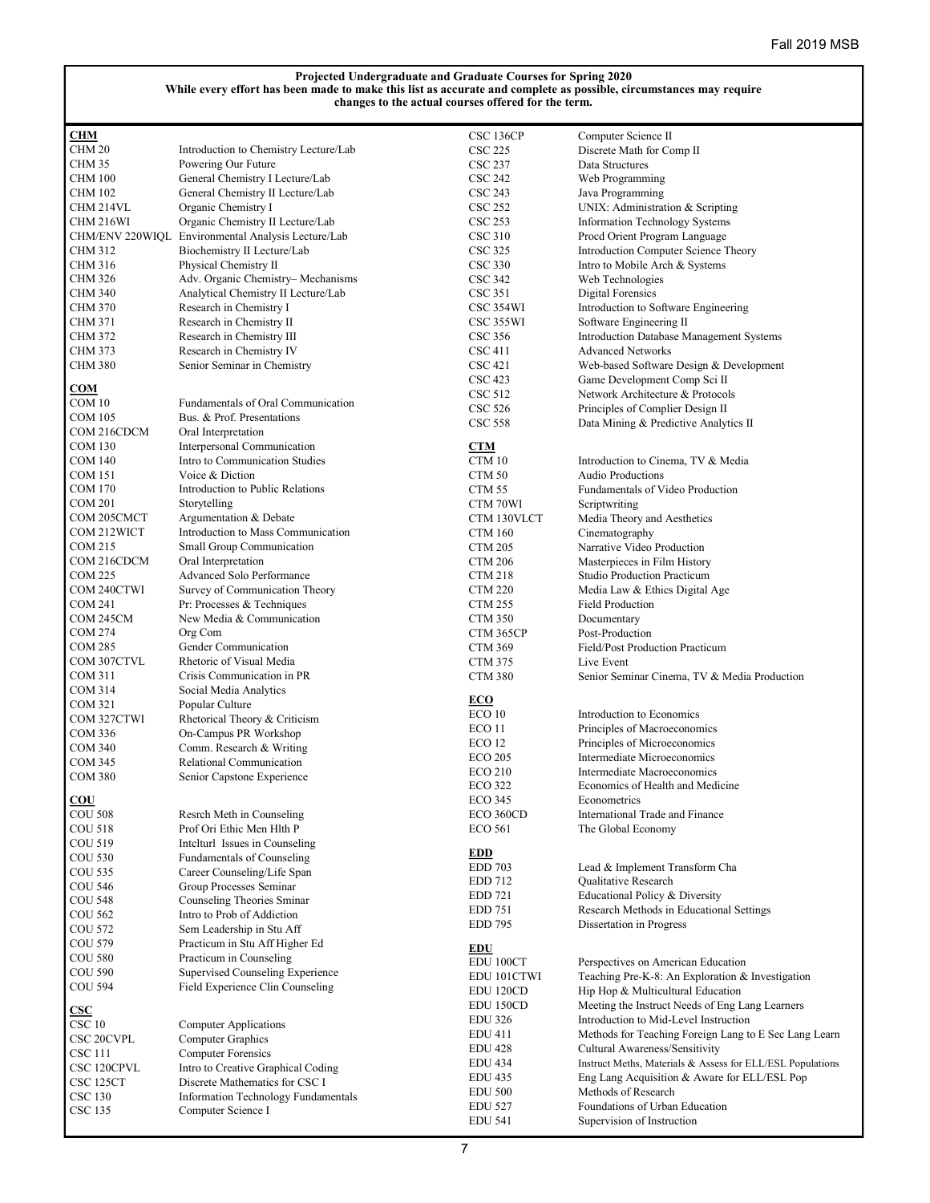**Projected Undergraduate and Graduate Courses for Spring 2020**
**While every effort has been made to make this list as accurate and complete as possible, circumstances may require changes to the actual courses offered for the term.**

**CHM**

| | |
|---|---|
| CHM 20 | Introduction to Chemistry Lecture/Lab |
| CHM 35 | Powering Our Future |
| CHM 100 | General Chemistry I Lecture/Lab |
| CHM 102 | General Chemistry II Lecture/Lab |
| CHM 214VL | Organic Chemistry I |
| CHM 216WI | Organic Chemistry II Lecture/Lab |
| CHM/ENV 220WIQL | Environmental Analysis Lecture/Lab |
| CHM 312 | Biochemistry II Lecture/Lab |
| CHM 316 | Physical Chemistry II |
| CHM 326 | Adv. Organic Chemistry– Mechanisms |
| CHM 340 | Analytical Chemistry II Lecture/Lab |
| CHM 370 | Research in Chemistry I |
| CHM 371 | Research in Chemistry II |
| CHM 372 | Research in Chemistry III |
| CHM 373 | Research in Chemistry IV |
| CHM 380 | Senior Seminar in Chemistry |

**COM**

| | |
|---|---|
| COM 10 | Fundamentals of Oral Communication |
| COM 105 | Bus. & Prof. Presentations |
| COM 216CDCM | Oral Interpretation |
| COM 130 | Interpersonal Communication |
| COM 140 | Intro to Communication Studies |
| COM 151 | Voice & Diction |
| COM 170 | Introduction to Public Relations |
| COM 201 | Storytelling |
| COM 205CMCT | Argumentation & Debate |
| COM 212WICT | Introduction to Mass Communication |
| COM 215 | Small Group Communication |
| COM 216CDCM | Oral Interpretation |
| COM 225 | Advanced Solo Performance |
| COM 240CTWI | Survey of Communication Theory |
| COM 241 | Pr: Processes & Techniques |
| COM 245CM | New Media & Communication |
| COM 274 | Org Com |
| COM 285 | Gender Communication |
| COM 307CTVL | Rhetoric of Visual Media |
| COM 311 | Crisis Communication in PR |
| COM 314 | Social Media Analytics |
| COM 321 | Popular Culture |
| COM 327CTWI | Rhetorical Theory & Criticism |
| COM 336 | On-Campus PR Workshop |
| COM 340 | Comm. Research & Writing |
| COM 345 | Relational Communication |
| COM 380 | Senior Capstone Experience |

**COU**

| | |
|---|---|
| COU 508 | Resrch Meth in Counseling |
| COU 518 | Prof Ori Ethic Men Hlth P |
| COU 519 | Intclturl Issues in Counseling |
| COU 530 | Fundamentals of Counseling |
| COU 535 | Career Counseling/Life Span |
| COU 546 | Group Processes Seminar |
| COU 548 | Counseling Theories Sminar |
| COU 562 | Intro to Prob of Addiction |
| COU 572 | Sem Leadership in Stu Aff |
| COU 579 | Practicum in Stu Aff Higher Ed |
| COU 580 | Practicum in Counseling |
| COU 590 | Supervised Counseling Experience |
| COU 594 | Field Experience Clin Counseling |

**CSC**

| | |
|---|---|
| CSC 10 | Computer Applications |
| CSC 20CVPL | Computer Graphics |
| CSC 111 | Computer Forensics |
| CSC 120CPVL | Intro to Creative Graphical Coding |
| CSC 125CT | Discrete Mathematics for CSC I |
| CSC 130 | Information Technology Fundamentals |
| CSC 135 | Computer Science I |
| CSC 136CP | Computer Science II |
| CSC 225 | Discrete Math for Comp II |
| CSC 237 | Data Structures |
| CSC 242 | Web Programming |
| CSC 243 | Java Programming |
| CSC 252 | UNIX: Administration & Scripting |
| CSC 253 | Information Technology Systems |
| CSC 310 | Procd Orient Program Language |
| CSC 325 | Introduction Computer Science Theory |
| CSC 330 | Intro to Mobile Arch & Systems |
| CSC 342 | Web Technologies |
| CSC 351 | Digital Forensics |
| CSC 354WI | Introduction to Software Engineering |
| CSC 355WI | Software Engineering II |
| CSC 356 | Introduction Database Management Systems |
| CSC 411 | Advanced Networks |
| CSC 421 | Web-based Software Design & Development |
| CSC 423 | Game Development Comp Sci II |
| CSC 512 | Network Architecture & Protocols |
| CSC 526 | Principles of Complier Design II |
| CSC 558 | Data Mining & Predictive Analytics II |

**CTM**

| | |
|---|---|
| CTM 10 | Introduction to Cinema, TV & Media |
| CTM 50 | Audio Productions |
| CTM 55 | Fundamentals of Video Production |
| CTM 70WI | Scriptwriting |
| CTM 130VLCT | Media Theory and Aesthetics |
| CTM 160 | Cinematography |
| CTM 205 | Narrative Video Production |
| CTM 206 | Masterpieces in Film History |
| CTM 218 | Studio Production Practicum |
| CTM 220 | Media Law & Ethics Digital Age |
| CTM 255 | Field Production |
| CTM 350 | Documentary |
| CTM 365CP | Post-Production |
| CTM 369 | Field/Post Production Practicum |
| CTM 375 | Live Event |
| CTM 380 | Senior Seminar Cinema, TV & Media Production |

**ECO**

| | |
|---|---|
| ECO 10 | Introduction to Economics |
| ECO 11 | Principles of Macroeconomics |
| ECO 12 | Principles of Microeconomics |
| ECO 205 | Intermediate Microeconomics |
| ECO 210 | Intermediate Macroeconomics |
| ECO 322 | Economics of Health and Medicine |
| ECO 345 | Econometrics |
| ECO 360CD | International Trade and Finance |
| ECO 561 | The Global Economy |

**EDD**

| | |
|---|---|
| EDD 703 | Lead & Implement Transform Cha |
| EDD 712 | Qualitative Research |
| EDD 721 | Educational Policy & Diversity |
| EDD 751 | Research Methods in Educational Settings |
| EDD 795 | Dissertation in Progress |

**EDU**

| | |
|---|---|
| EDU 100CT | Perspectives on American Education |
| EDU 101CTWI | Teaching Pre-K-8: An Exploration & Investigation |
| EDU 120CD | Hip Hop & Multicultural Education |
| EDU 150CD | Meeting the Instruct Needs of Eng Lang Learners |
| EDU 326 | Introduction to Mid-Level Instruction |
| EDU 411 | Methods for Teaching Foreign Lang to E Sec Lang Learn |
| EDU 428 | Cultural Awareness/Sensitivity |
| EDU 434 | Instruct Meths, Materials & Assess for ELL/ESL Populations |
| EDU 435 | Eng Lang Acquisition & Aware for ELL/ESL Pop |
| EDU 500 | Methods of Research |
| EDU 527 | Foundations of Urban Education |
| EDU 541 | Supervision of Instruction |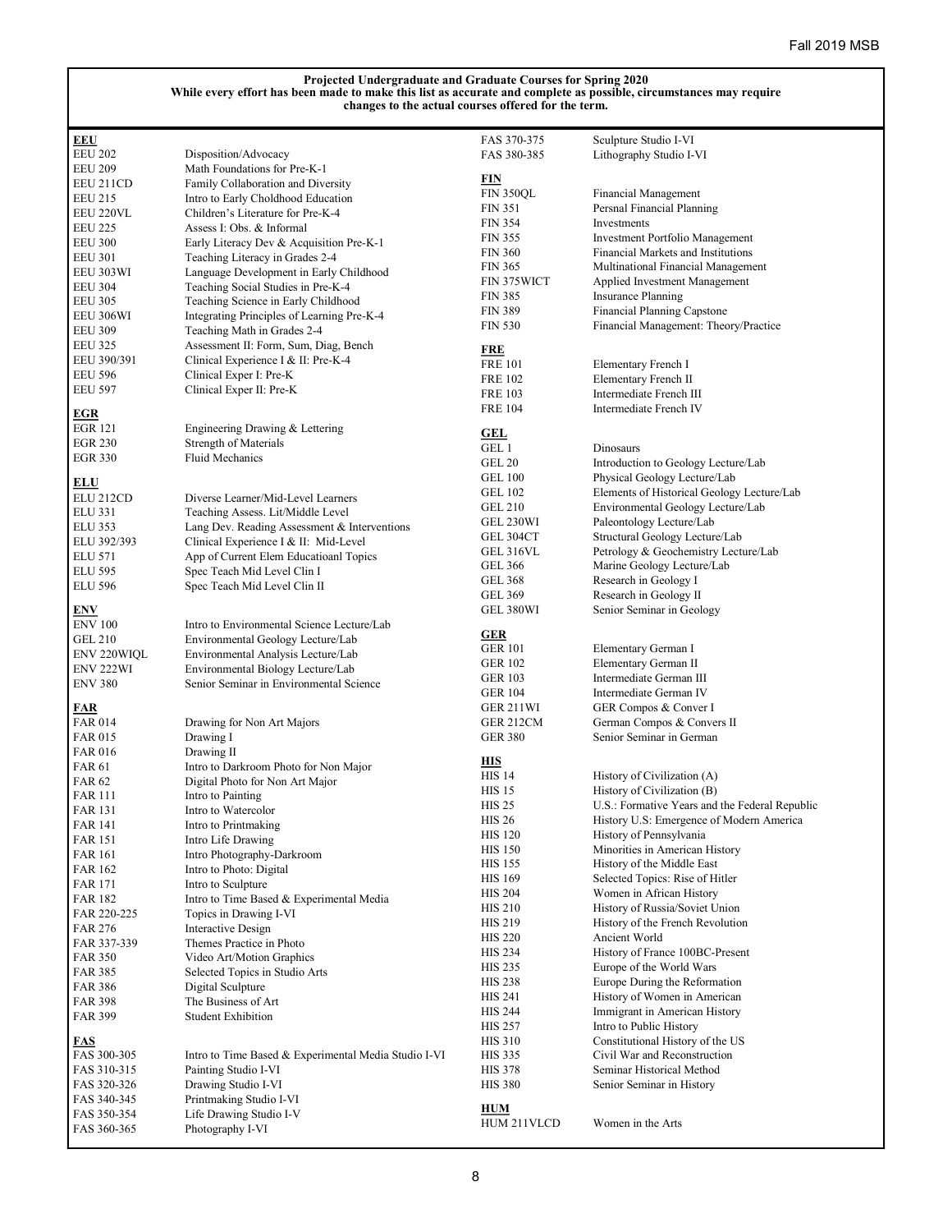**Projected Undergraduate and Graduate Courses for Spring 2020**
**While every effort has been made to make this list as accurate and complete as possible, circumstances may require changes to the actual courses offered for the term.**

**EEU**

| | |
|---|---|
| EEU 202 | Disposition/Advocacy |
| EEU 209 | Math Foundations for Pre-K-1 |
| EEU 211CD | Family Collaboration and Diversity |
| EEU 215 | Intro to Early Choldhood Education |
| EEU 220VL | Children's Literature for Pre-K-4 |
| EEU 225 | Assess I: Obs. & Informal |
| EEU 300 | Early Literacy Dev & Acquisition Pre-K-1 |
| EEU 301 | Teaching Literacy in Grades 2-4 |
| EEU 303WI | Language Development in Early Childhood |
| EEU 304 | Teaching Social Studies in Pre-K-4 |
| EEU 305 | Teaching Science in Early Childhood |
| EEU 306WI | Integrating Principles of Learning Pre-K-4 |
| EEU 309 | Teaching Math in Grades 2-4 |
| EEU 325 | Assessment II: Form, Sum, Diag, Bench |
| EEU 390/391 | Clinical Experience I & II: Pre-K-4 |
| EEU 596 | Clinical Exper I: Pre-K |
| EEU 597 | Clinical Exper II: Pre-K |

**EGR**

| | |
|---|---|
| EGR 121 | Engineering Drawing & Lettering |
| EGR 230 | Strength of Materials |
| EGR 330 | Fluid Mechanics |

**ELU**

| | |
|---|---|
| ELU 212CD | Diverse Learner/Mid-Level Learners |
| ELU 331 | Teaching Assess. Lit/Middle Level |
| ELU 353 | Lang Dev. Reading Assessment & Interventions |
| ELU 392/393 | Clinical Experience I & II: Mid-Level |
| ELU 571 | App of Current Elem Educatioanl Topics |
| ELU 595 | Spec Teach Mid Level Clin I |
| ELU 596 | Spec Teach Mid Level Clin II |

**ENV**

| | |
|---|---|
| ENV 100 | Intro to Environmental Science Lecture/Lab |
| GEL 210 | Environmental Geology Lecture/Lab |
| ENV 220WIQL | Environmental Analysis Lecture/Lab |
| ENV 222WI | Environmental Biology Lecture/Lab |
| ENV 380 | Senior Seminar in Environmental Science |

**FAR**

| | |
|---|---|
| FAR 014 | Drawing for Non Art Majors |
| FAR 015 | Drawing I |
| FAR 016 | Drawing II |
| FAR 61 | Intro to Darkroom Photo for Non Major |
| FAR 62 | Digital Photo for Non Art Major |
| FAR 111 | Intro to Painting |
| FAR 131 | Intro to Watercolor |
| FAR 141 | Intro to Printmaking |
| FAR 151 | Intro Life Drawing |
| FAR 161 | Intro Photography-Darkroom |
| FAR 162 | Intro to Photo: Digital |
| FAR 171 | Intro to Sculpture |
| FAR 182 | Intro to Time Based & Experimental Media |
| FAR 220-225 | Topics in Drawing I-VI |
| FAR 276 | Interactive Design |
| FAR 337-339 | Themes Practice in Photo |
| FAR 350 | Video Art/Motion Graphics |
| FAR 385 | Selected Topics in Studio Arts |
| FAR 386 | Digital Sculpture |
| FAR 398 | The Business of Art |
| FAR 399 | Student Exhibition |

**FAS**

| | |
|---|---|
| FAS 300-305 | Intro to Time Based & Experimental Media Studio I-VI |
| FAS 310-315 | Painting Studio I-VI |
| FAS 320-326 | Drawing Studio I-VI |
| FAS 340-345 | Printmaking Studio I-VI |
| FAS 350-354 | Life Drawing Studio I-V |
| FAS 360-365 | Photography I-VI |
| FAS 370-375 | Sculpture Studio I-VI |
| FAS 380-385 | Lithography Studio I-VI |

**FIN**

| | |
|---|---|
| FIN 350QL | Financial Management |
| FIN 351 | Persnal Financial Planning |
| FIN 354 | Investments |
| FIN 355 | Investment Portfolio Management |
| FIN 360 | Financial Markets and Institutions |
| FIN 365 | Multinational Financial Management |
| FIN 375WICT | Applied Investment Management |
| FIN 385 | Insurance Planning |
| FIN 389 | Financial Planning Capstone |
| FIN 530 | Financial Management: Theory/Practice |

**FRE**

| | |
|---|---|
| FRE 101 | Elementary French I |
| FRE 102 | Elementary French II |
| FRE 103 | Intermediate French III |
| FRE 104 | Intermediate French IV |

**GEL**

| | |
|---|---|
| GEL 1 | Dinosaurs |
| GEL 20 | Introduction to Geology Lecture/Lab |
| GEL 100 | Physical Geology Lecture/Lab |
| GEL 102 | Elements of Historical Geology Lecture/Lab |
| GEL 210 | Environmental Geology Lecture/Lab |
| GEL 230WI | Paleontology Lecture/Lab |
| GEL 304CT | Structural Geology Lecture/Lab |
| GEL 316VL | Petrology & Geochemistry Lecture/Lab |
| GEL 366 | Marine Geology Lecture/Lab |
| GEL 368 | Research in Geology I |
| GEL 369 | Research in Geology II |
| GEL 380WI | Senior Seminar in Geology |

**GER**

| | |
|---|---|
| GER 101 | Elementary German I |
| GER 102 | Elementary German II |
| GER 103 | Intermediate German III |
| GER 104 | Intermediate German IV |
| GER 211WI | GER Compos & Conver I |
| GER 212CM | German Compos & Convers II |
| GER 380 | Senior Seminar in German |

**HIS**

| | |
|---|---|
| HIS 14 | History of Civilization (A) |
| HIS 15 | History of Civilization (B) |
| HIS 25 | U.S.: Formative Years and the Federal Republic |
| HIS 26 | History U.S: Emergence of Modern America |
| HIS 120 | History of Pennsylvania |
| HIS 150 | Minorities in American History |
| HIS 155 | History of the Middle East |
| HIS 169 | Selected Topics: Rise of Hitler |
| HIS 204 | Women in African History |
| HIS 210 | History of Russia/Soviet Union |
| HIS 219 | History of the French Revolution |
| HIS 220 | Ancient World |
| HIS 234 | History of France 100BC-Present |
| HIS 235 | Europe of the World Wars |
| HIS 238 | Europe During the Reformation |
| HIS 241 | History of Women in American |
| HIS 244 | Immigrant in American History |
| HIS 257 | Intro to Public History |
| HIS 310 | Constitutional History of the US |
| HIS 335 | Civil War and Reconstruction |
| HIS 378 | Seminar Historical Method |
| HIS 380 | Senior Seminar in History |

**HUM**

| | |
|---|---|
| HUM 211VLCD | Women in the Arts |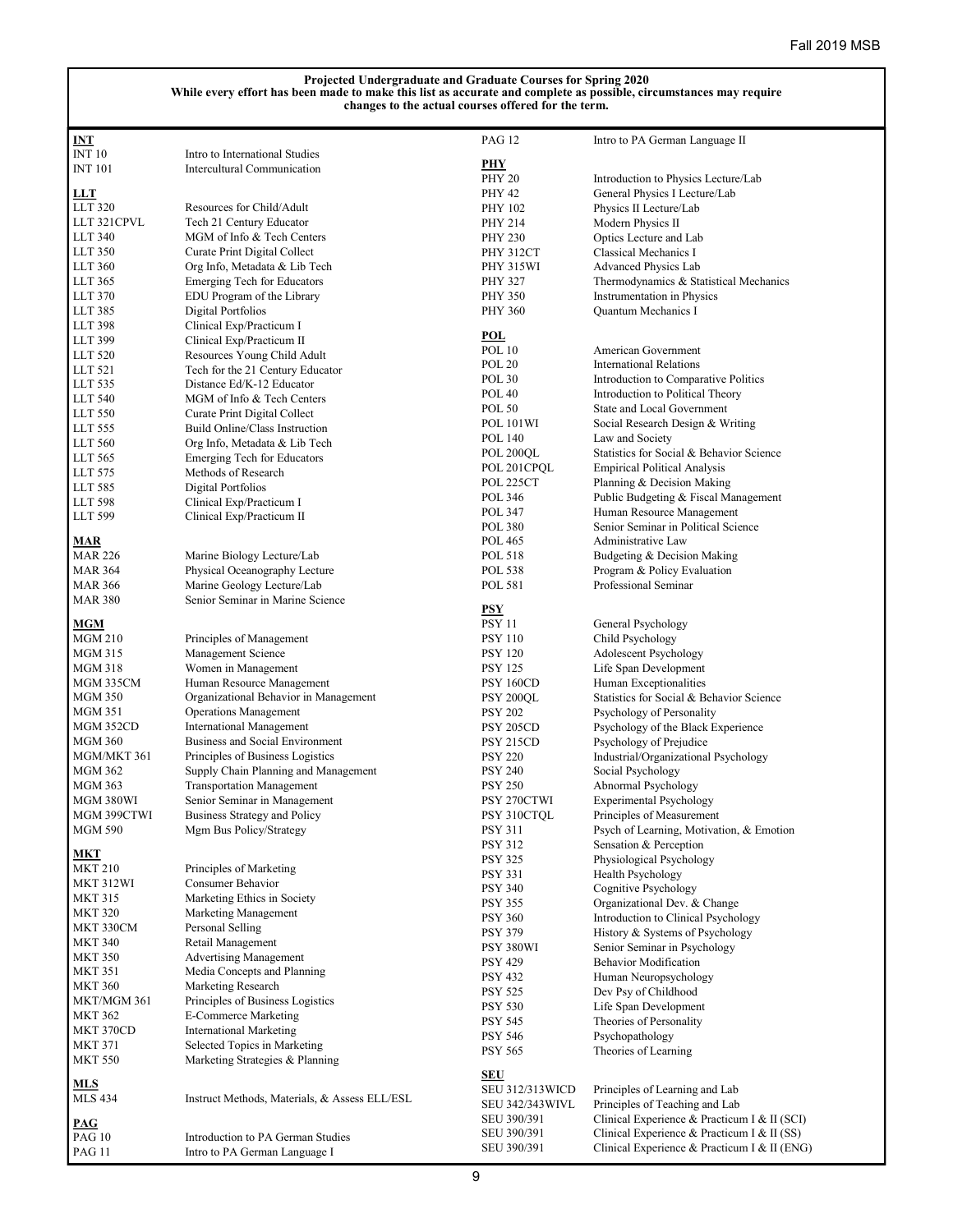**Projected Undergraduate and Graduate Courses for Spring 2020**
**While every effort has been made to make this list as accurate and complete as possible, circumstances may require changes to the actual courses offered for the term.**

**INT**

| | |
|---|---|
| INT 10 | Intro to International Studies |
| INT 101 | Intercultural Communication |

**LLT**

| | |
|---|---|
| LLT 320 | Resources for Child/Adult |
| LLT 321CPVL | Tech 21 Century Educator |
| LLT 340 | MGM of Info & Tech Centers |
| LLT 350 | Curate Print Digital Collect |
| LLT 360 | Org Info, Metadata & Lib Tech |
| LLT 365 | Emerging Tech for Educators |
| LLT 370 | EDU Program of the Library |
| LLT 385 | Digital Portfolios |
| LLT 398 | Clinical Exp/Practicum I |
| LLT 399 | Clinical Exp/Practicum II |
| LLT 520 | Resources Young Child Adult |
| LLT 521 | Tech for the 21 Century Educator |
| LLT 535 | Distance Ed/K-12 Educator |
| LLT 540 | MGM of Info & Tech Centers |
| LLT 550 | Curate Print Digital Collect |
| LLT 555 | Build Online/Class Instruction |
| LLT 560 | Org Info, Metadata & Lib Tech |
| LLT 565 | Emerging Tech for Educators |
| LLT 575 | Methods of Research |
| LLT 585 | Digital Portfolios |
| LLT 598 | Clinical Exp/Practicum I |
| LLT 599 | Clinical Exp/Practicum II |

**MAR**

| | |
|---|---|
| MAR 226 | Marine Biology Lecture/Lab |
| MAR 364 | Physical Oceanography Lecture |
| MAR 366 | Marine Geology Lecture/Lab |
| MAR 380 | Senior Seminar in Marine Science |

**MGM**

| | |
|---|---|
| MGM 210 | Principles of Management |
| MGM 315 | Management Science |
| MGM 318 | Women in Management |
| MGM 335CM | Human Resource Management |
| MGM 350 | Organizational Behavior in Management |
| MGM 351 | Operations Management |
| MGM 352CD | International Management |
| MGM 360 | Business and Social Environment |
| MGM/MKT 361 | Principles of Business Logistics |
| MGM 362 | Supply Chain Planning and Management |
| MGM 363 | Transportation Management |
| MGM 380WI | Senior Seminar in Management |
| MGM 399CTWI | Business Strategy and Policy |
| MGM 590 | Mgm Bus Policy/Strategy |

**MKT**

| | |
|---|---|
| MKT 210 | Principles of Marketing |
| MKT 312WI | Consumer Behavior |
| MKT 315 | Marketing Ethics in Society |
| MKT 320 | Marketing Management |
| MKT 330CM | Personal Selling |
| MKT 340 | Retail Management |
| MKT 350 | Advertising Management |
| MKT 351 | Media Concepts and Planning |
| MKT 360 | Marketing Research |
| MKT/MGM 361 | Principles of Business Logistics |
| MKT 362 | E-Commerce Marketing |
| MKT 370CD | International Marketing |
| MKT 371 | Selected Topics in Marketing |
| MKT 550 | Marketing Strategies & Planning |

**MLS**

| | |
|---|---|
| MLS 434 | Instruct Methods, Materials, & Assess ELL/ESL |

**PAG**

| | |
|---|---|
| PAG 10 | Introduction to PA German Studies |
| PAG 11 | Intro to PA German Language I |
| PAG 12 | Intro to PA German Language II |

**PHY**

| | |
|---|---|
| PHY 20 | Introduction to Physics Lecture/Lab |
| PHY 42 | General Physics I Lecture/Lab |
| PHY 102 | Physics II Lecture/Lab |
| PHY 214 | Modern Physics II |
| PHY 230 | Optics Lecture and Lab |
| PHY 312CT | Classical Mechanics I |
| PHY 315WI | Advanced Physics Lab |
| PHY 327 | Thermodynamics & Statistical Mechanics |
| PHY 350 | Instrumentation in Physics |
| PHY 360 | Quantum Mechanics I |

**POL**

| | |
|---|---|
| POL 10 | American Government |
| POL 20 | International Relations |
| POL 30 | Introduction to Comparative Politics |
| POL 40 | Introduction to Political Theory |
| POL 50 | State and Local Government |
| POL 101WI | Social Research Design & Writing |
| POL 140 | Law and Society |
| POL 200QL | Statistics for Social & Behavior Science |
| POL 201CPQL | Empirical Political Analysis |
| POL 225CT | Planning & Decision Making |
| POL 346 | Public Budgeting & Fiscal Management |
| POL 347 | Human Resource Management |
| POL 380 | Senior Seminar in Political Science |
| POL 465 | Administrative Law |
| POL 518 | Budgeting & Decision Making |
| POL 538 | Program & Policy Evaluation |
| POL 581 | Professional Seminar |

**PSY**

| | |
|---|---|
| PSY 11 | General Psychology |
| PSY 110 | Child Psychology |
| PSY 120 | Adolescent Psychology |
| PSY 125 | Life Span Development |
| PSY 160CD | Human Exceptionalities |
| PSY 200QL | Statistics for Social & Behavior Science |
| PSY 202 | Psychology of Personality |
| PSY 205CD | Psychology of the Black Experience |
| PSY 215CD | Psychology of Prejudice |
| PSY 220 | Industrial/Organizational Psychology |
| PSY 240 | Social Psychology |
| PSY 250 | Abnormal Psychology |
| PSY 270CTWI | Experimental Psychology |
| PSY 310CTQL | Principles of Measurement |
| PSY 311 | Psych of Learning, Motivation, & Emotion |
| PSY 312 | Sensation & Perception |
| PSY 325 | Physiological Psychology |
| PSY 331 | Health Psychology |
| PSY 340 | Cognitive Psychology |
| PSY 355 | Organizational Dev. & Change |
| PSY 360 | Introduction to Clinical Psychology |
| PSY 379 | History & Systems of Psychology |
| PSY 380WI | Senior Seminar in Psychology |
| PSY 429 | Behavior Modification |
| PSY 432 | Human Neuropsychology |
| PSY 525 | Dev Psy of Childhood |
| PSY 530 | Life Span Development |
| PSY 545 | Theories of Personality |
| PSY 546 | Psychopathology |
| PSY 565 | Theories of Learning |

**SEU**

| | |
|---|---|
| SEU 312/313WICD | Principles of Learning and Lab |
| SEU 342/343WIVL | Principles of Teaching and Lab |
| SEU 390/391 | Clinical Experience & Practicum I & II (SCI) |
| SEU 390/391 | Clinical Experience & Practicum I & II (SS) |
| SEU 390/391 | Clinical Experience & Practicum I & II (ENG) |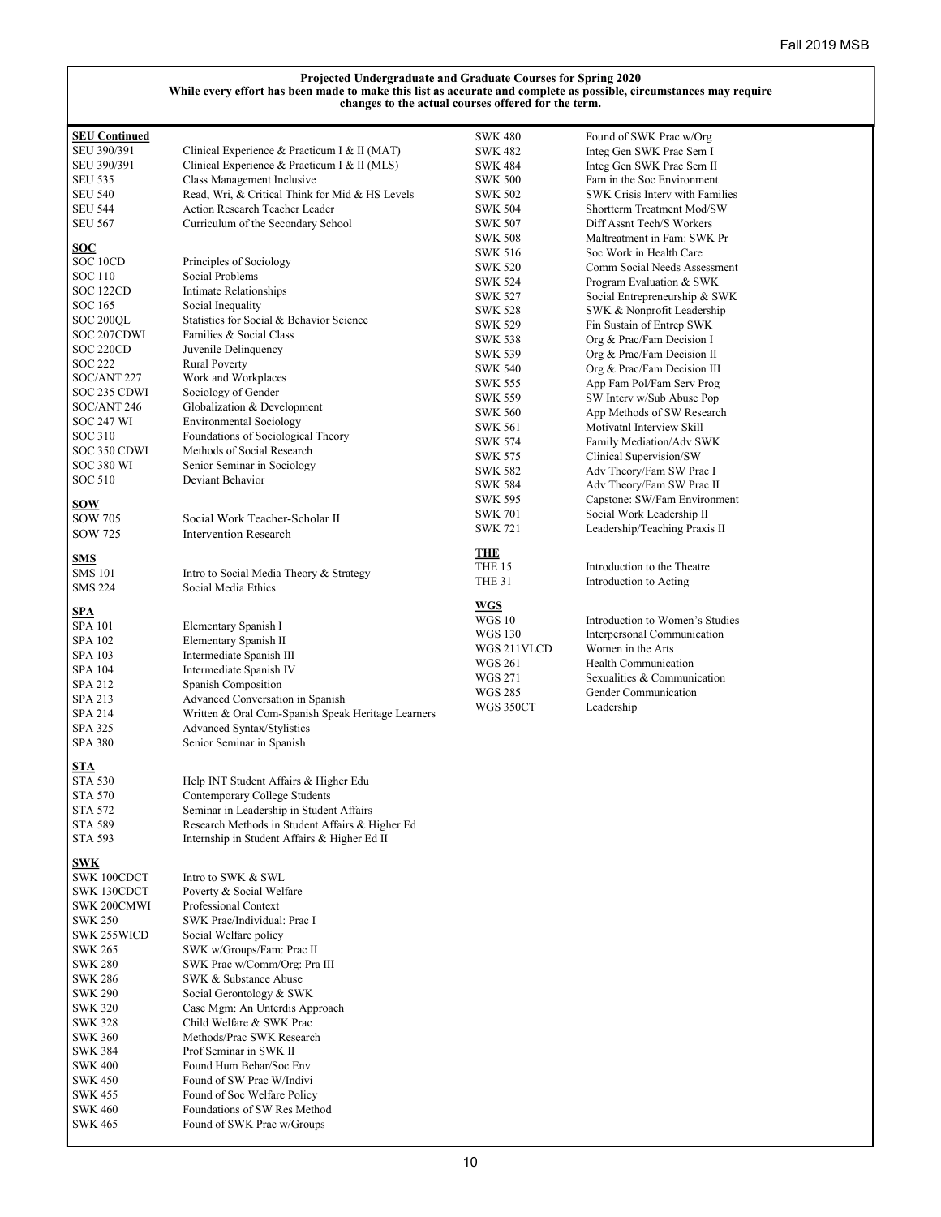**Projected Undergraduate and Graduate Courses for Spring 2020**
**While every effort has been made to make this list as accurate and complete as possible, circumstances may require changes to the actual courses offered for the term.**

**SEU Continued**

| | |
|---|---|
| SEU 390/391 | Clinical Experience & Practicum I & II (MAT) |
| SEU 390/391 | Clinical Experience & Practicum I & II (MLS) |
| SEU 535 | Class Management Inclusive |
| SEU 540 | Read, Wri, & Critical Think for Mid & HS Levels |
| SEU 544 | Action Research Teacher Leader |
| SEU 567 | Curriculum of the Secondary School |

**SOC**

| | |
|---|---|
| SOC 10CD | Principles of Sociology |
| SOC 110 | Social Problems |
| SOC 122CD | Intimate Relationships |
| SOC 165 | Social Inequality |
| SOC 200QL | Statistics for Social & Behavior Science |
| SOC 207CDWI | Families & Social Class |
| SOC 220CD | Juvenile Delinquency |
| SOC 222 | Rural Poverty |
| SOC/ANT 227 | Work and Workplaces |
| SOC 235 CDWI | Sociology of Gender |
| SOC/ANT 246 | Globalization & Development |
| SOC 247 WI | Environmental Sociology |
| SOC 310 | Foundations of Sociological Theory |
| SOC 350 CDWI | Methods of Social Research |
| SOC 380 WI | Senior Seminar in Sociology |
| SOC 510 | Deviant Behavior |

**SOW**

| | |
|---|---|
| SOW 705 | Social Work Teacher-Scholar II |
| SOW 725 | Intervention Research |

**SMS**

| | |
|---|---|
| SMS 101 | Intro to Social Media Theory & Strategy |
| SMS 224 | Social Media Ethics |

**SPA**

| | |
|---|---|
| SPA 101 | Elementary Spanish I |
| SPA 102 | Elementary Spanish II |
| SPA 103 | Intermediate Spanish III |
| SPA 104 | Intermediate Spanish IV |
| SPA 212 | Spanish Composition |
| SPA 213 | Advanced Conversation in Spanish |
| SPA 214 | Written & Oral Com-Spanish Speak Heritage Learners |
| SPA 325 | Advanced Syntax/Stylistics |
| SPA 380 | Senior Seminar in Spanish |

**STA**

| | |
|---|---|
| STA 530 | Help INT Student Affairs & Higher Edu |
| STA 570 | Contemporary College Students |
| STA 572 | Seminar in Leadership in Student Affairs |
| STA 589 | Research Methods in Student Affairs & Higher Ed |
| STA 593 | Internship in Student Affairs & Higher Ed II |

**SWK**

| | |
|---|---|
| SWK 100CDCT | Intro to SWK & SWL |
| SWK 130CDCT | Poverty & Social Welfare |
| SWK 200CMWI | Professional Context |
| SWK 250 | SWK Prac/Individual: Prac I |
| SWK 255WICD | Social Welfare policy |
| SWK 265 | SWK w/Groups/Fam: Prac II |
| SWK 280 | SWK Prac w/Comm/Org: Pra III |
| SWK 286 | SWK & Substance Abuse |
| SWK 290 | Social Gerontology & SWK |
| SWK 320 | Case Mgm: An Unterdis Approach |
| SWK 328 | Child Welfare & SWK Prac |
| SWK 360 | Methods/Prac SWK Research |
| SWK 384 | Prof Seminar in SWK II |
| SWK 400 | Found Hum Behar/Soc Env |
| SWK 450 | Found of SW Prac W/Indivi |
| SWK 455 | Found of Soc Welfare Policy |
| SWK 460 | Foundations of SW Res Method |
| SWK 465 | Found of SWK Prac w/Groups |
| SWK 480 | Found of SWK Prac w/Org |
| SWK 482 | Integ Gen SWK Prac Sem I |
| SWK 484 | Integ Gen SWK Prac Sem II |
| SWK 500 | Fam in the Soc Environment |
| SWK 502 | SWK Crisis Interv with Families |
| SWK 504 | Shortterm Treatment Mod/SW |
| SWK 507 | Diff Assnt Tech/S Workers |
| SWK 508 | Maltreatment in Fam: SWK Pr |
| SWK 516 | Soc Work in Health Care |
| SWK 520 | Comm Social Needs Assessment |
| SWK 524 | Program Evaluation & SWK |
| SWK 527 | Social Entrepreneurship & SWK |
| SWK 528 | SWK & Nonprofit Leadership |
| SWK 529 | Fin Sustain of Entrep SWK |
| SWK 538 | Org & Prac/Fam Decision I |
| SWK 539 | Org & Prac/Fam Decision II |
| SWK 540 | Org & Prac/Fam Decision III |
| SWK 555 | App Fam Pol/Fam Serv Prog |
| SWK 559 | SW Interv w/Sub Abuse Pop |
| SWK 560 | App Methods of SW Research |
| SWK 561 | Motivatnl Interview Skill |
| SWK 574 | Family Mediation/Adv SWK |
| SWK 575 | Clinical Supervision/SW |
| SWK 582 | Adv Theory/Fam SW Prac I |
| SWK 584 | Adv Theory/Fam SW Prac II |
| SWK 595 | Capstone: SW/Fam Environment |
| SWK 701 | Social Work Leadership II |
| SWK 721 | Leadership/Teaching Praxis II |

**THE**

| | |
|---|---|
| THE 15 | Introduction to the Theatre |
| THE 31 | Introduction to Acting |

**WGS**

| | |
|---|---|
| WGS 10 | Introduction to Women's Studies |
| WGS 130 | Interpersonal Communication |
| WGS 211VLCD | Women in the Arts |
| WGS 261 | Health Communication |
| WGS 271 | Sexualities & Communication |
| WGS 285 | Gender Communication |
| WGS 350CT | Leadership |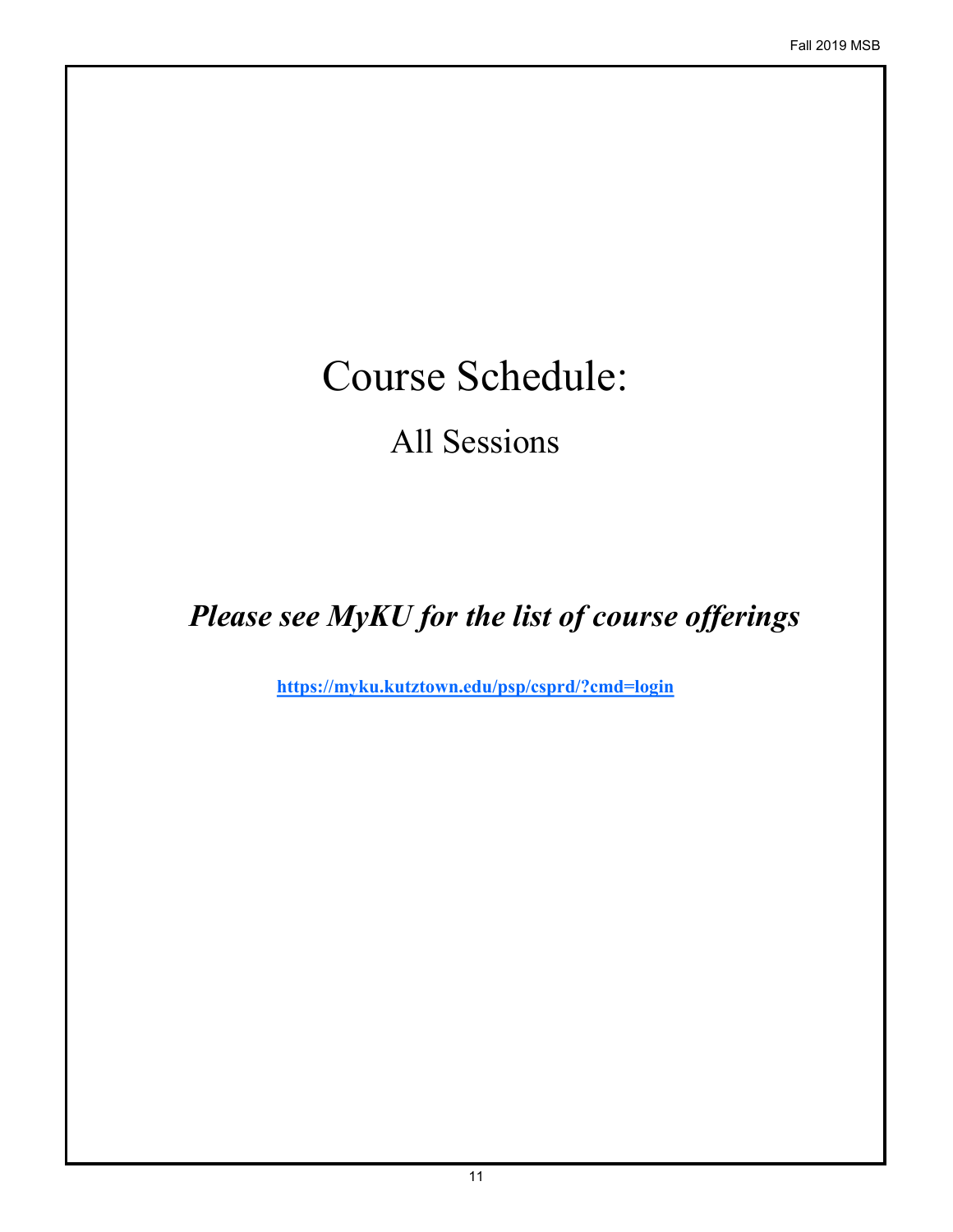# Course Schedule:

## All Sessions

***Please see MyKU for the list of course offerings***

**https://myku.kutztown.edu/psp/csprd/?cmd=login**